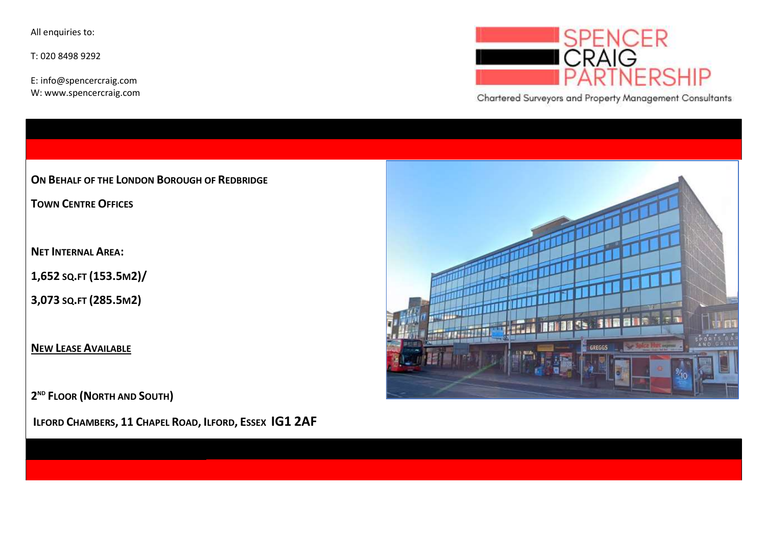All enquiries to:

T: 020 8498 9292

E: info@spencercraig.com
W: www.spencercraig.com

SPENCER CRAIG PARTNERSHIP

Chartered Surveyors and Property Management Consultants

**ON BEHALF OF THE LONDON BOROUGH OF REDBRIDGE**

**TOWN CENTRE OFFICES**

**NET INTERNAL AREA:**

**1,652 SQ.FT (153.5M2)/**

**3,073 SQ.FT (285.5M2)**

**NEW LEASE AVAILABLE**

**2ND FLOOR (NORTH AND SOUTH)**

**ILFORD CHAMBERS, 11 CHAPEL ROAD, ILFORD, ESSEX IG1 2AF**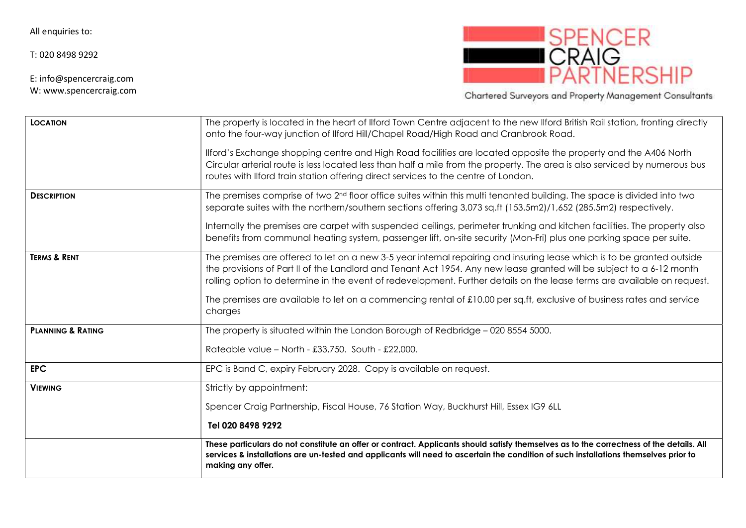All enquiries to:

T: 020 8498 9292

E: info@spencercraig.com
W: www.spencercraig.com

SPENCER CRAIG PARTNERSHIP

Chartered Surveyors and Property Management Consultants

| | |
|---|---|
| **LOCATION** | The property is located in the heart of Ilford Town Centre adjacent to the new Ilford British Rail station, fronting directly onto the four-way junction of Ilford Hill/Chapel Road/High Road and Cranbrook Road.<br><br>Ilford's Exchange shopping centre and High Road facilities are located opposite the property and the A406 North Circular arterial route is less located less than half a mile from the property. The area is also serviced by numerous bus routes with Ilford train station offering direct services to the centre of London. |
| **DESCRIPTION** | The premises comprise of two 2nd floor office suites within this multi tenanted building. The space is divided into two separate suites with the northern/southern sections offering 3,073 sq.ft (153.5m2)/1,652 (285.5m2) respectively.<br><br>Internally the premises are carpet with suspended ceilings, perimeter trunking and kitchen facilities. The property also benefits from communal heating system, passenger lift, on-site security (Mon-Fri) plus one parking space per suite. |
| **TERMS & RENT** | The premises are offered to let on a new 3-5 year internal repairing and insuring lease which is to be granted outside the provisions of Part II of the Landlord and Tenant Act 1954. Any new lease granted will be subject to a 6-12 month rolling option to determine in the event of redevelopment. Further details on the lease terms are available on request.<br><br>The premises are available to let on a commencing rental of £10.00 per sq.ft, exclusive of business rates and service charges |
| **PLANNING & RATING** | The property is situated within the London Borough of Redbridge – 020 8554 5000.<br><br>Rateable value – North - £33,750. South - £22,000. |
| **EPC** | EPC is Band C, expiry February 2028. Copy is available on request. |
| **VIEWING** | Strictly by appointment:<br><br>Spencer Craig Partnership, Fiscal House, 76 Station Way, Buckhurst Hill, Essex IG9 6LL<br><br>**Tel 020 8498 9292** |
| | **These particulars do not constitute an offer or contract. Applicants should satisfy themselves as to the correctness of the details. All services & installations are un-tested and applicants will need to ascertain the condition of such installations themselves prior to making any offer.** |